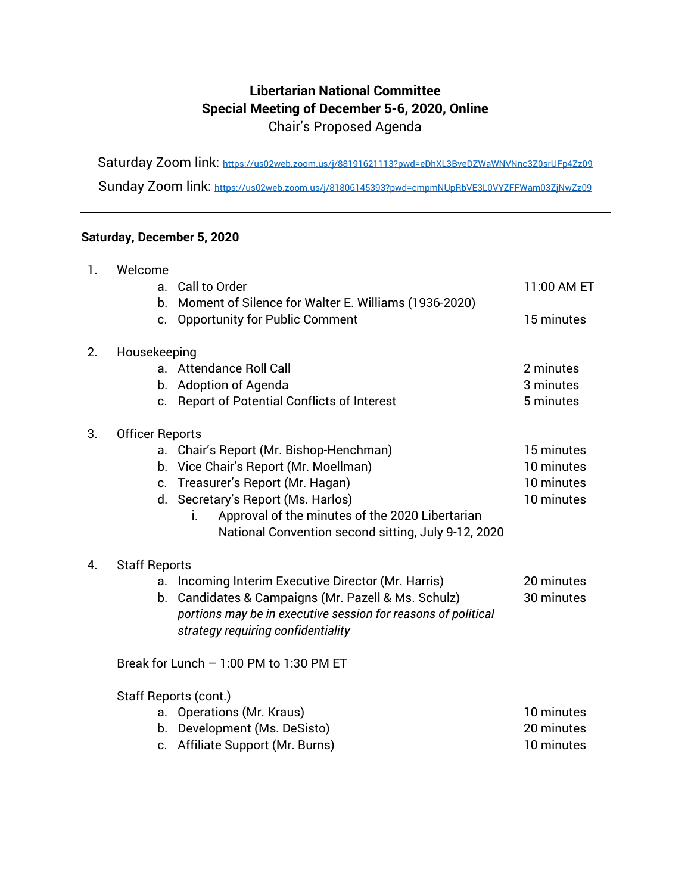# Libertarian National Committee
## Special Meeting of December 5-6, 2020, Online
Chair's Proposed Agenda

Saturday Zoom link: https://us02web.zoom.us/j/88191621113?pwd=eDhXL3BveDZWaWNVNnc3Z0srUFp4Zz09

Sunday Zoom link: https://us02web.zoom.us/j/81806145393?pwd=cmpmNUpRbVE3L0VYZFFWam03ZjNwZz09

---

**Saturday, December 5, 2020**

1. Welcome
   a. Call to Order — 11:00 AM ET
   b. Moment of Silence for Walter E. Williams (1936-2020)
   c. Opportunity for Public Comment — 15 minutes

2. Housekeeping
   a. Attendance Roll Call — 2 minutes
   b. Adoption of Agenda — 3 minutes
   c. Report of Potential Conflicts of Interest — 5 minutes

3. Officer Reports
   a. Chair's Report (Mr. Bishop-Henchman) — 15 minutes
   b. Vice Chair's Report (Mr. Moellman) — 10 minutes
   c. Treasurer's Report (Mr. Hagan) — 10 minutes
   d. Secretary's Report (Ms. Harlos) — 10 minutes
      i. Approval of the minutes of the 2020 Libertarian National Convention second sitting, July 9-12, 2020

4. Staff Reports
   a. Incoming Interim Executive Director (Mr. Harris) — 20 minutes
   b. Candidates & Campaigns (Mr. Pazell & Ms. Schulz) — 30 minutes
      *portions may be in executive session for reasons of political strategy requiring confidentiality*

   Break for Lunch – 1:00 PM to 1:30 PM ET

   Staff Reports (cont.)
   a. Operations (Mr. Kraus) — 10 minutes
   b. Development (Ms. DeSisto) — 20 minutes
   c. Affiliate Support (Mr. Burns) — 10 minutes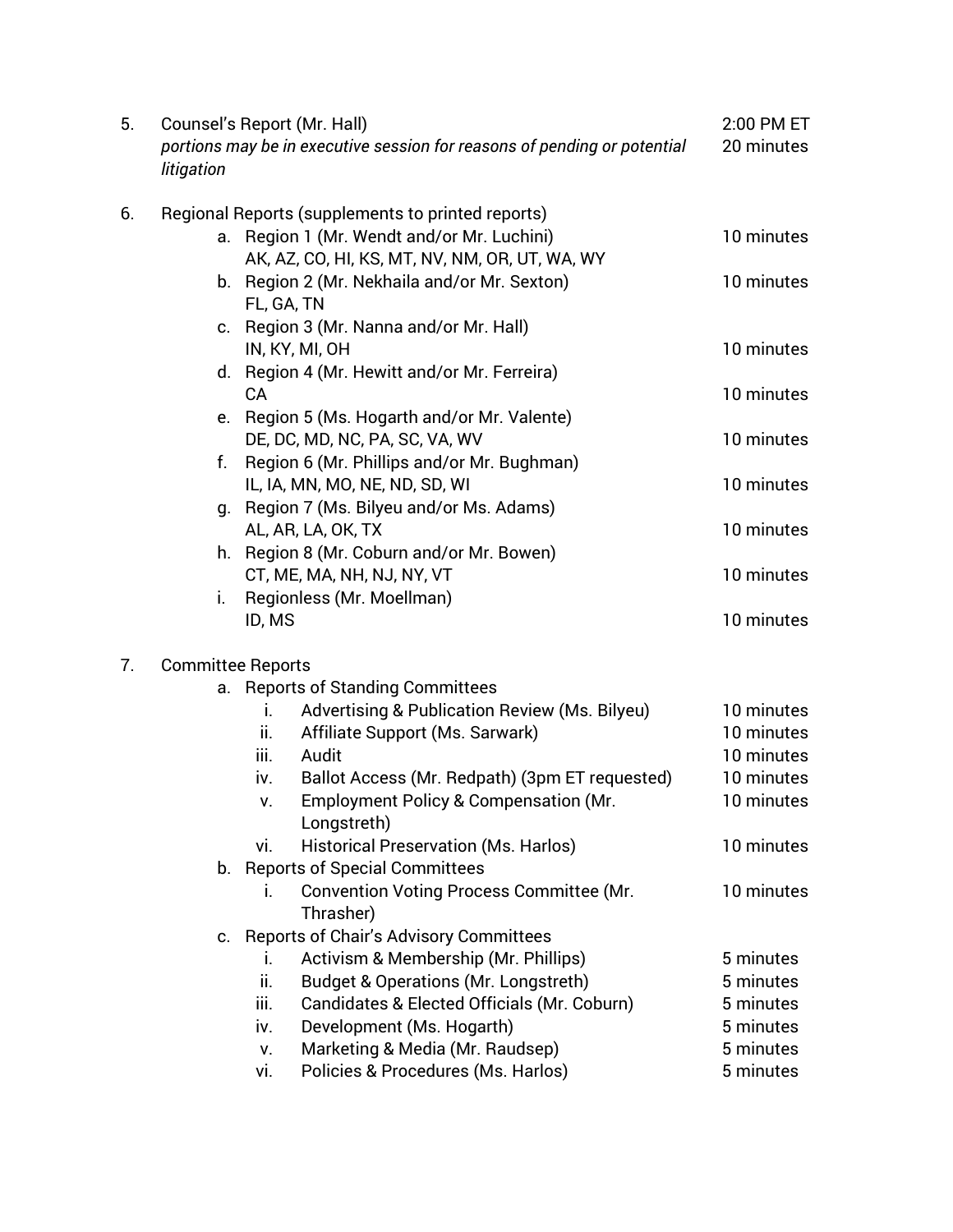5. Counsel's Report (Mr. Hall) — 2:00 PM ET, 20 minutes
   *portions may be in executive session for reasons of pending or potential litigation*

6. Regional Reports (supplements to printed reports)
   a. Region 1 (Mr. Wendt and/or Mr. Luchini) — 10 minutes
      AK, AZ, CO, HI, KS, MT, NV, NM, OR, UT, WA, WY
   b. Region 2 (Mr. Nekhaila and/or Mr. Sexton) — 10 minutes
      FL, GA, TN
   c. Region 3 (Mr. Nanna and/or Mr. Hall)
      IN, KY, MI, OH — 10 minutes
   d. Region 4 (Mr. Hewitt and/or Mr. Ferreira)
      CA — 10 minutes
   e. Region 5 (Ms. Hogarth and/or Mr. Valente)
      DE, DC, MD, NC, PA, SC, VA, WV — 10 minutes
   f. Region 6 (Mr. Phillips and/or Mr. Bughman)
      IL, IA, MN, MO, NE, ND, SD, WI — 10 minutes
   g. Region 7 (Ms. Bilyeu and/or Ms. Adams)
      AL, AR, LA, OK, TX — 10 minutes
   h. Region 8 (Mr. Coburn and/or Mr. Bowen)
      CT, ME, MA, NH, NJ, NY, VT — 10 minutes
   i. Regionless (Mr. Moellman)
      ID, MS — 10 minutes

7. Committee Reports
   a. Reports of Standing Committees
      i. Advertising & Publication Review (Ms. Bilyeu) — 10 minutes
      ii. Affiliate Support (Ms. Sarwark) — 10 minutes
      iii. Audit — 10 minutes
      iv. Ballot Access (Mr. Redpath) (3pm ET requested) — 10 minutes
      v. Employment Policy & Compensation (Mr. Longstreth) — 10 minutes
      vi. Historical Preservation (Ms. Harlos) — 10 minutes
   b. Reports of Special Committees
      i. Convention Voting Process Committee (Mr. Thrasher) — 10 minutes
   c. Reports of Chair's Advisory Committees
      i. Activism & Membership (Mr. Phillips) — 5 minutes
      ii. Budget & Operations (Mr. Longstreth) — 5 minutes
      iii. Candidates & Elected Officials (Mr. Coburn) — 5 minutes
      iv. Development (Ms. Hogarth) — 5 minutes
      v. Marketing & Media (Mr. Raudsep) — 5 minutes
      vi. Policies & Procedures (Ms. Harlos) — 5 minutes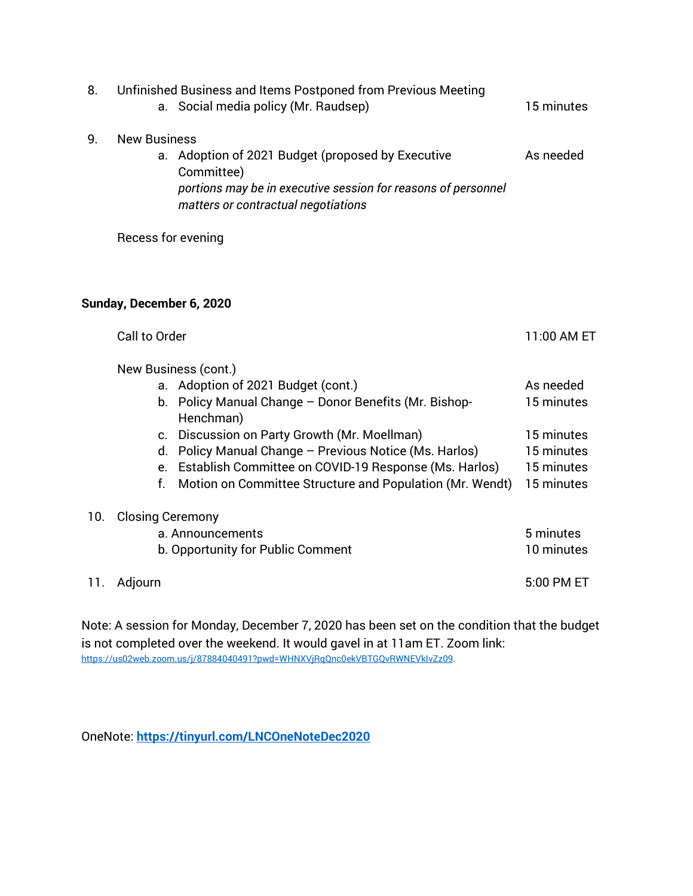8. Unfinished Business and Items Postponed from Previous Meeting
    a. Social media policy (Mr. Raudsep) — 15 minutes

9. New Business
    a. Adoption of 2021 Budget (proposed by Executive Committee) — As needed
       *portions may be in executive session for reasons of personnel matters or contractual negotiations*

   Recess for evening

**Sunday, December 6, 2020**

Call to Order — 11:00 AM ET

New Business (cont.)

a. Adoption of 2021 Budget (cont.) — As needed
b. Policy Manual Change – Donor Benefits (Mr. Bishop-Henchman) — 15 minutes
c. Discussion on Party Growth (Mr. Moellman) — 15 minutes
d. Policy Manual Change – Previous Notice (Ms. Harlos) — 15 minutes
e. Establish Committee on COVID-19 Response (Ms. Harlos) — 15 minutes
f. Motion on Committee Structure and Population (Mr. Wendt) — 15 minutes

10. Closing Ceremony
    a. Announcements — 5 minutes
    b. Opportunity for Public Comment — 10 minutes

11. Adjourn — 5:00 PM ET

Note: A session for Monday, December 7, 2020 has been set on the condition that the budget is not completed over the weekend. It would gavel in at 11am ET. Zoom link: https://us02web.zoom.us/j/87884040491?pwd=WHNXVjRqQnc0ekVBTGQvRWNEVklvZz09.

OneNote: **https://tinyurl.com/LNCOneNoteDec2020**